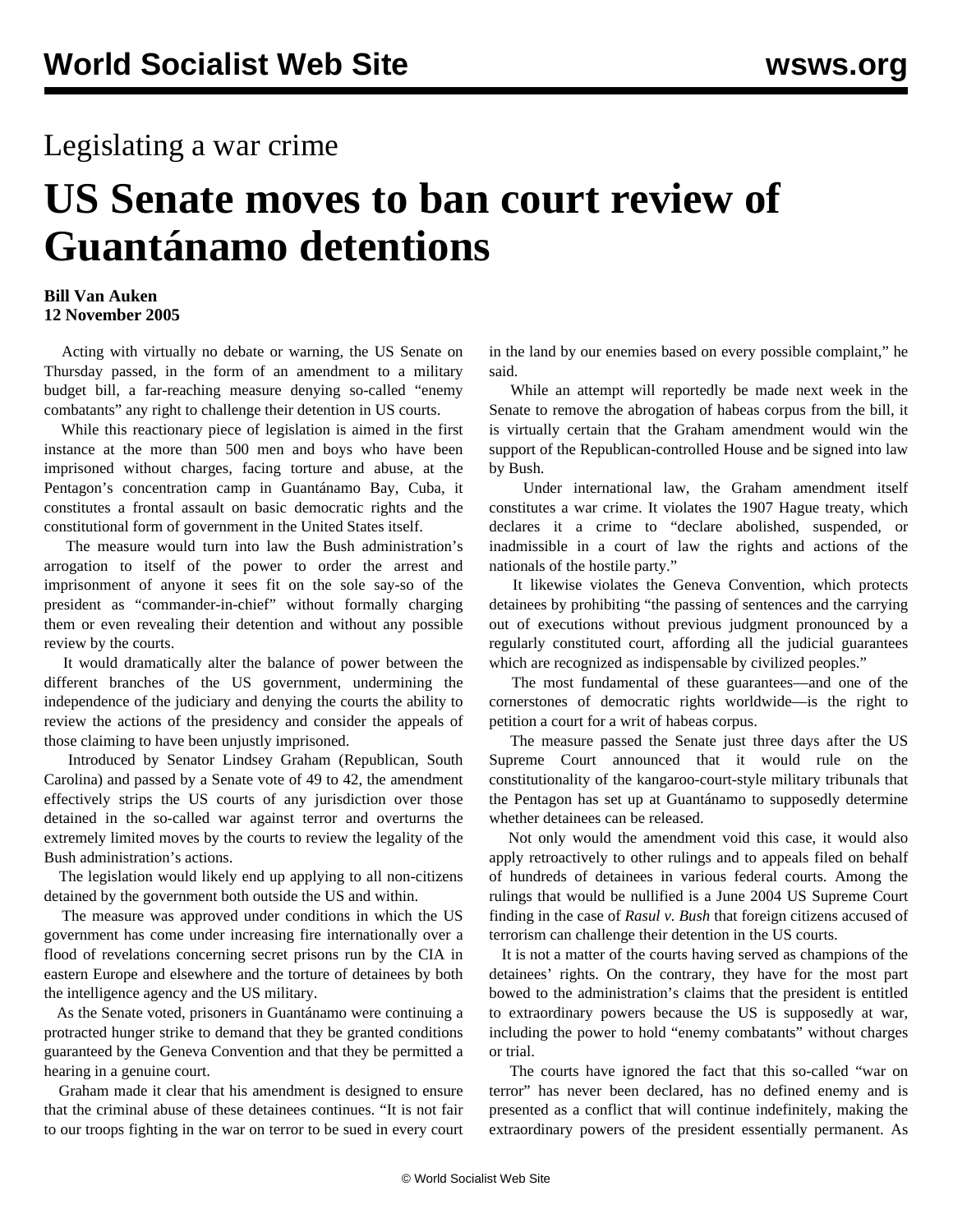Legislating a war crime

# US Senate moves to ban court review of Guantánamo detentions

**Bill Van Auken**
**12 November 2005**

Acting with virtually no debate or warning, the US Senate on Thursday passed, in the form of an amendment to a military budget bill, a far-reaching measure denying so-called "enemy combatants" any right to challenge their detention in US courts.

While this reactionary piece of legislation is aimed in the first instance at the more than 500 men and boys who have been imprisoned without charges, facing torture and abuse, at the Pentagon's concentration camp in Guantánamo Bay, Cuba, it constitutes a frontal assault on basic democratic rights and the constitutional form of government in the United States itself.

The measure would turn into law the Bush administration's arrogation to itself of the power to order the arrest and imprisonment of anyone it sees fit on the sole say-so of the president as "commander-in-chief" without formally charging them or even revealing their detention and without any possible review by the courts.

It would dramatically alter the balance of power between the different branches of the US government, undermining the independence of the judiciary and denying the courts the ability to review the actions of the presidency and consider the appeals of those claiming to have been unjustly imprisoned.

Introduced by Senator Lindsey Graham (Republican, South Carolina) and passed by a Senate vote of 49 to 42, the amendment effectively strips the US courts of any jurisdiction over those detained in the so-called war against terror and overturns the extremely limited moves by the courts to review the legality of the Bush administration's actions.

The legislation would likely end up applying to all non-citizens detained by the government both outside the US and within.

The measure was approved under conditions in which the US government has come under increasing fire internationally over a flood of revelations concerning secret prisons run by the CIA in eastern Europe and elsewhere and the torture of detainees by both the intelligence agency and the US military.

As the Senate voted, prisoners in Guantánamo were continuing a protracted hunger strike to demand that they be granted conditions guaranteed by the Geneva Convention and that they be permitted a hearing in a genuine court.

Graham made it clear that his amendment is designed to ensure that the criminal abuse of these detainees continues. "It is not fair to our troops fighting in the war on terror to be sued in every court in the land by our enemies based on every possible complaint," he said.

While an attempt will reportedly be made next week in the Senate to remove the abrogation of habeas corpus from the bill, it is virtually certain that the Graham amendment would win the support of the Republican-controlled House and be signed into law by Bush.

Under international law, the Graham amendment itself constitutes a war crime. It violates the 1907 Hague treaty, which declares it a crime to "declare abolished, suspended, or inadmissible in a court of law the rights and actions of the nationals of the hostile party."

It likewise violates the Geneva Convention, which protects detainees by prohibiting "the passing of sentences and the carrying out of executions without previous judgment pronounced by a regularly constituted court, affording all the judicial guarantees which are recognized as indispensable by civilized peoples."

The most fundamental of these guarantees—and one of the cornerstones of democratic rights worldwide—is the right to petition a court for a writ of habeas corpus.

The measure passed the Senate just three days after the US Supreme Court announced that it would rule on the constitutionality of the kangaroo-court-style military tribunals that the Pentagon has set up at Guantánamo to supposedly determine whether detainees can be released.

Not only would the amendment void this case, it would also apply retroactively to other rulings and to appeals filed on behalf of hundreds of detainees in various federal courts. Among the rulings that would be nullified is a June 2004 US Supreme Court finding in the case of *Rasul v. Bush* that foreign citizens accused of terrorism can challenge their detention in the US courts.

It is not a matter of the courts having served as champions of the detainees' rights. On the contrary, they have for the most part bowed to the administration's claims that the president is entitled to extraordinary powers because the US is supposedly at war, including the power to hold "enemy combatants" without charges or trial.

The courts have ignored the fact that this so-called "war on terror" has never been declared, has no defined enemy and is presented as a conflict that will continue indefinitely, making the extraordinary powers of the president essentially permanent. As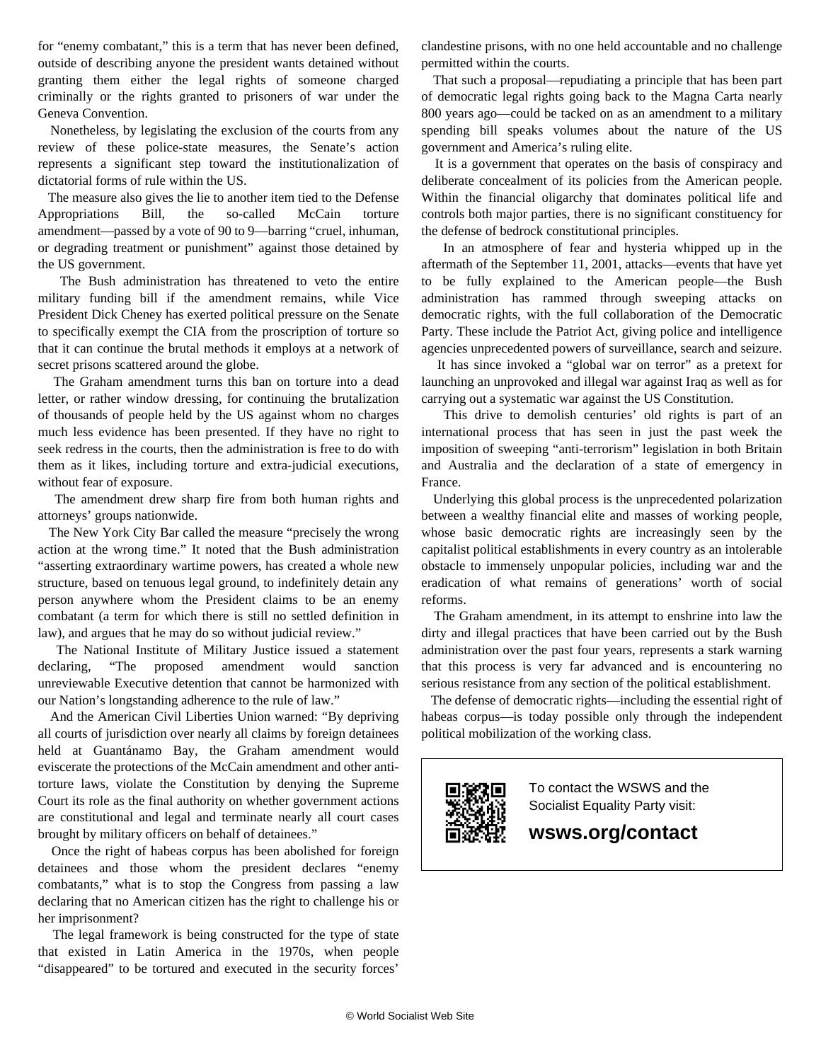for "enemy combatant," this is a term that has never been defined, outside of describing anyone the president wants detained without granting them either the legal rights of someone charged criminally or the rights granted to prisoners of war under the Geneva Convention.

Nonetheless, by legislating the exclusion of the courts from any review of these police-state measures, the Senate's action represents a significant step toward the institutionalization of dictatorial forms of rule within the US.

The measure also gives the lie to another item tied to the Defense Appropriations Bill, the so-called McCain torture amendment—passed by a vote of 90 to 9—barring "cruel, inhuman, or degrading treatment or punishment" against those detained by the US government.

The Bush administration has threatened to veto the entire military funding bill if the amendment remains, while Vice President Dick Cheney has exerted political pressure on the Senate to specifically exempt the CIA from the proscription of torture so that it can continue the brutal methods it employs at a network of secret prisons scattered around the globe.

The Graham amendment turns this ban on torture into a dead letter, or rather window dressing, for continuing the brutalization of thousands of people held by the US against whom no charges much less evidence has been presented. If they have no right to seek redress in the courts, then the administration is free to do with them as it likes, including torture and extra-judicial executions, without fear of exposure.

The amendment drew sharp fire from both human rights and attorneys' groups nationwide.

The New York City Bar called the measure "precisely the wrong action at the wrong time." It noted that the Bush administration "asserting extraordinary wartime powers, has created a whole new structure, based on tenuous legal ground, to indefinitely detain any person anywhere whom the President claims to be an enemy combatant (a term for which there is still no settled definition in law), and argues that he may do so without judicial review."

The National Institute of Military Justice issued a statement declaring, "The proposed amendment would sanction unreviewable Executive detention that cannot be harmonized with our Nation's longstanding adherence to the rule of law."

And the American Civil Liberties Union warned: "By depriving all courts of jurisdiction over nearly all claims by foreign detainees held at Guantánamo Bay, the Graham amendment would eviscerate the protections of the McCain amendment and other anti-torture laws, violate the Constitution by denying the Supreme Court its role as the final authority on whether government actions are constitutional and legal and terminate nearly all court cases brought by military officers on behalf of detainees."

Once the right of habeas corpus has been abolished for foreign detainees and those whom the president declares "enemy combatants," what is to stop the Congress from passing a law declaring that no American citizen has the right to challenge his or her imprisonment?

The legal framework is being constructed for the type of state that existed in Latin America in the 1970s, when people "disappeared" to be tortured and executed in the security forces' clandestine prisons, with no one held accountable and no challenge permitted within the courts.

That such a proposal—repudiating a principle that has been part of democratic legal rights going back to the Magna Carta nearly 800 years ago—could be tacked on as an amendment to a military spending bill speaks volumes about the nature of the US government and America's ruling elite.

It is a government that operates on the basis of conspiracy and deliberate concealment of its policies from the American people. Within the financial oligarchy that dominates political life and controls both major parties, there is no significant constituency for the defense of bedrock constitutional principles.

In an atmosphere of fear and hysteria whipped up in the aftermath of the September 11, 2001, attacks—events that have yet to be fully explained to the American people—the Bush administration has rammed through sweeping attacks on democratic rights, with the full collaboration of the Democratic Party. These include the Patriot Act, giving police and intelligence agencies unprecedented powers of surveillance, search and seizure.

It has since invoked a "global war on terror" as a pretext for launching an unprovoked and illegal war against Iraq as well as for carrying out a systematic war against the US Constitution.

This drive to demolish centuries' old rights is part of an international process that has seen in just the past week the imposition of sweeping "anti-terrorism" legislation in both Britain and Australia and the declaration of a state of emergency in France.

Underlying this global process is the unprecedented polarization between a wealthy financial elite and masses of working people, whose basic democratic rights are increasingly seen by the capitalist political establishments in every country as an intolerable obstacle to immensely unpopular policies, including war and the eradication of what remains of generations' worth of social reforms.

The Graham amendment, in its attempt to enshrine into law the dirty and illegal practices that have been carried out by the Bush administration over the past four years, represents a stark warning that this process is very far advanced and is encountering no serious resistance from any section of the political establishment.

The defense of democratic rights—including the essential right of habeas corpus—is today possible only through the independent political mobilization of the working class.

To contact the WSWS and the Socialist Equality Party visit:

**wsws.org/contact**